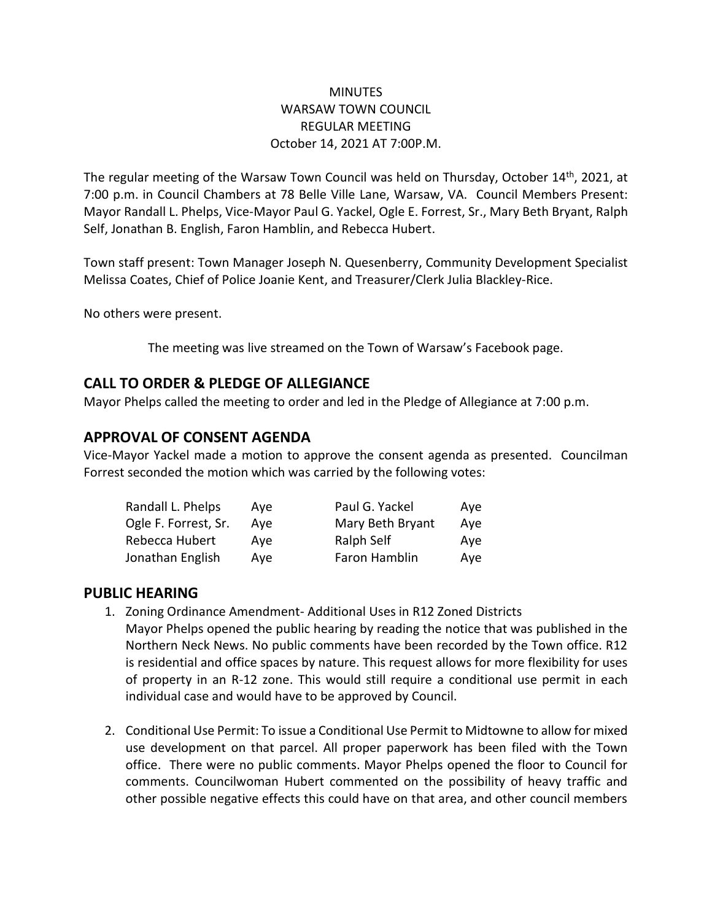MINUTES
WARSAW TOWN COUNCIL
REGULAR MEETING
October 14, 2021 AT 7:00P.M.

The regular meeting of the Warsaw Town Council was held on Thursday, October 14th, 2021, at 7:00 p.m. in Council Chambers at 78 Belle Ville Lane, Warsaw, VA. Council Members Present: Mayor Randall L. Phelps, Vice-Mayor Paul G. Yackel, Ogle E. Forrest, Sr., Mary Beth Bryant, Ralph Self, Jonathan B. English, Faron Hamblin, and Rebecca Hubert.

Town staff present: Town Manager Joseph N. Quesenberry, Community Development Specialist Melissa Coates, Chief of Police Joanie Kent, and Treasurer/Clerk Julia Blackley-Rice.

No others were present.

The meeting was live streamed on the Town of Warsaw's Facebook page.

## CALL TO ORDER & PLEDGE OF ALLEGIANCE

Mayor Phelps called the meeting to order and led in the Pledge of Allegiance at 7:00 p.m.

## APPROVAL OF CONSENT AGENDA

Vice-Mayor Yackel made a motion to approve the consent agenda as presented. Councilman Forrest seconded the motion which was carried by the following votes:

| | | | |
|---|---|---|---|
| Randall L. Phelps | Aye | Paul G. Yackel | Aye |
| Ogle F. Forrest, Sr. | Aye | Mary Beth Bryant | Aye |
| Rebecca Hubert | Aye | Ralph Self | Aye |
| Jonathan English | Aye | Faron Hamblin | Aye |

## PUBLIC HEARING

1. Zoning Ordinance Amendment- Additional Uses in R12 Zoned Districts
   Mayor Phelps opened the public hearing by reading the notice that was published in the Northern Neck News. No public comments have been recorded by the Town office. R12 is residential and office spaces by nature. This request allows for more flexibility for uses of property in an R-12 zone. This would still require a conditional use permit in each individual case and would have to be approved by Council.

2. Conditional Use Permit: To issue a Conditional Use Permit to Midtowne to allow for mixed use development on that parcel. All proper paperwork has been filed with the Town office. There were no public comments. Mayor Phelps opened the floor to Council for comments. Councilwoman Hubert commented on the possibility of heavy traffic and other possible negative effects this could have on that area, and other council members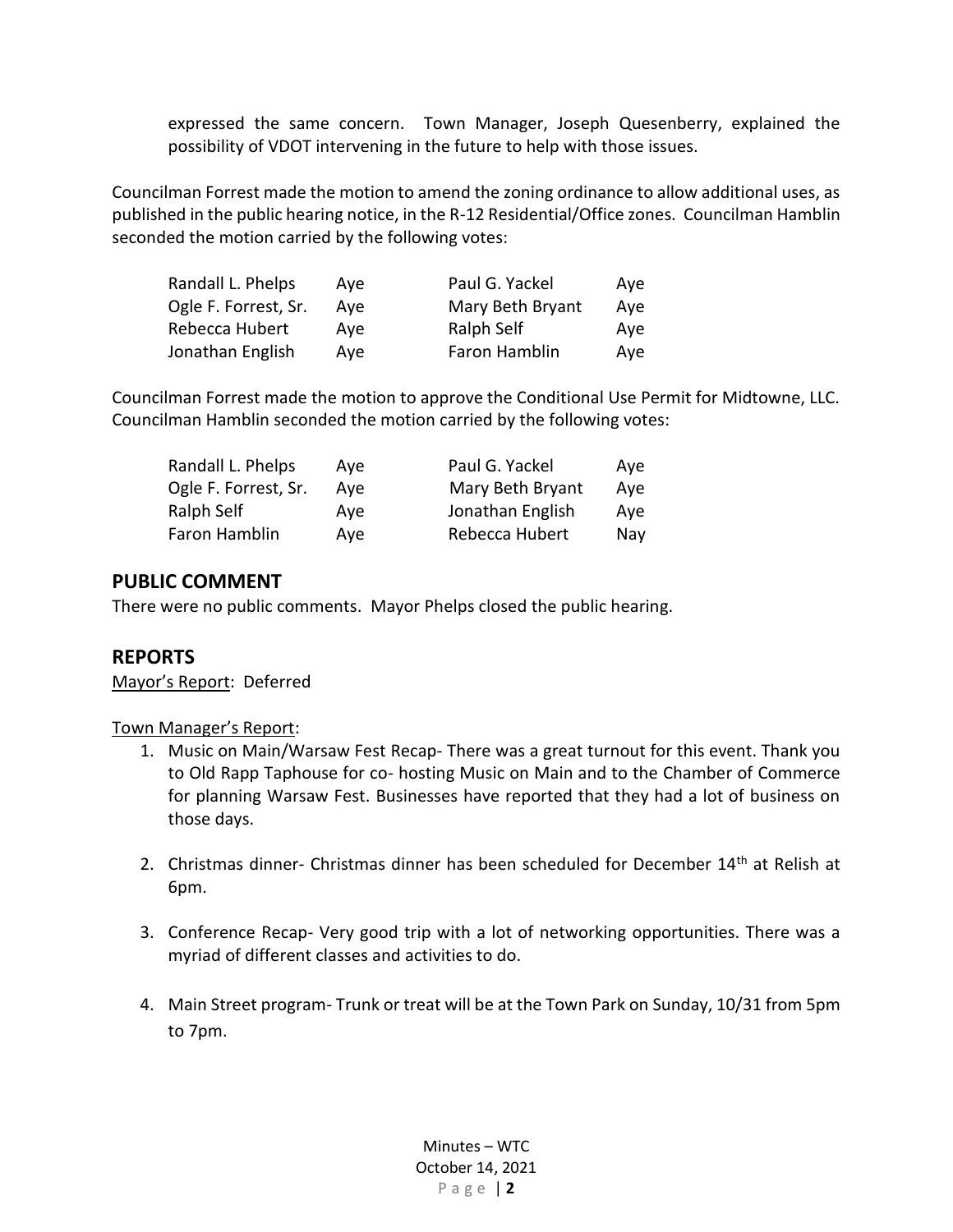expressed the same concern. Town Manager, Joseph Quesenberry, explained the possibility of VDOT intervening in the future to help with those issues.

Councilman Forrest made the motion to amend the zoning ordinance to allow additional uses, as published in the public hearing notice, in the R-12 Residential/Office zones. Councilman Hamblin seconded the motion carried by the following votes:

| | | | |
|---|---|---|---|
| Randall L. Phelps | Aye | Paul G. Yackel | Aye |
| Ogle F. Forrest, Sr. | Aye | Mary Beth Bryant | Aye |
| Rebecca Hubert | Aye | Ralph Self | Aye |
| Jonathan English | Aye | Faron Hamblin | Aye |

Councilman Forrest made the motion to approve the Conditional Use Permit for Midtowne, LLC. Councilman Hamblin seconded the motion carried by the following votes:

| | | | |
|---|---|---|---|
| Randall L. Phelps | Aye | Paul G. Yackel | Aye |
| Ogle F. Forrest, Sr. | Aye | Mary Beth Bryant | Aye |
| Ralph Self | Aye | Jonathan English | Aye |
| Faron Hamblin | Aye | Rebecca Hubert | Nay |

## PUBLIC COMMENT

There were no public comments. Mayor Phelps closed the public hearing.

## REPORTS

Mayor's Report: Deferred

Town Manager's Report:

1. Music on Main/Warsaw Fest Recap- There was a great turnout for this event. Thank you to Old Rapp Taphouse for co- hosting Music on Main and to the Chamber of Commerce for planning Warsaw Fest. Businesses have reported that they had a lot of business on those days.

2. Christmas dinner- Christmas dinner has been scheduled for December 14th at Relish at 6pm.

3. Conference Recap- Very good trip with a lot of networking opportunities. There was a myriad of different classes and activities to do.

4. Main Street program- Trunk or treat will be at the Town Park on Sunday, 10/31 from 5pm to 7pm.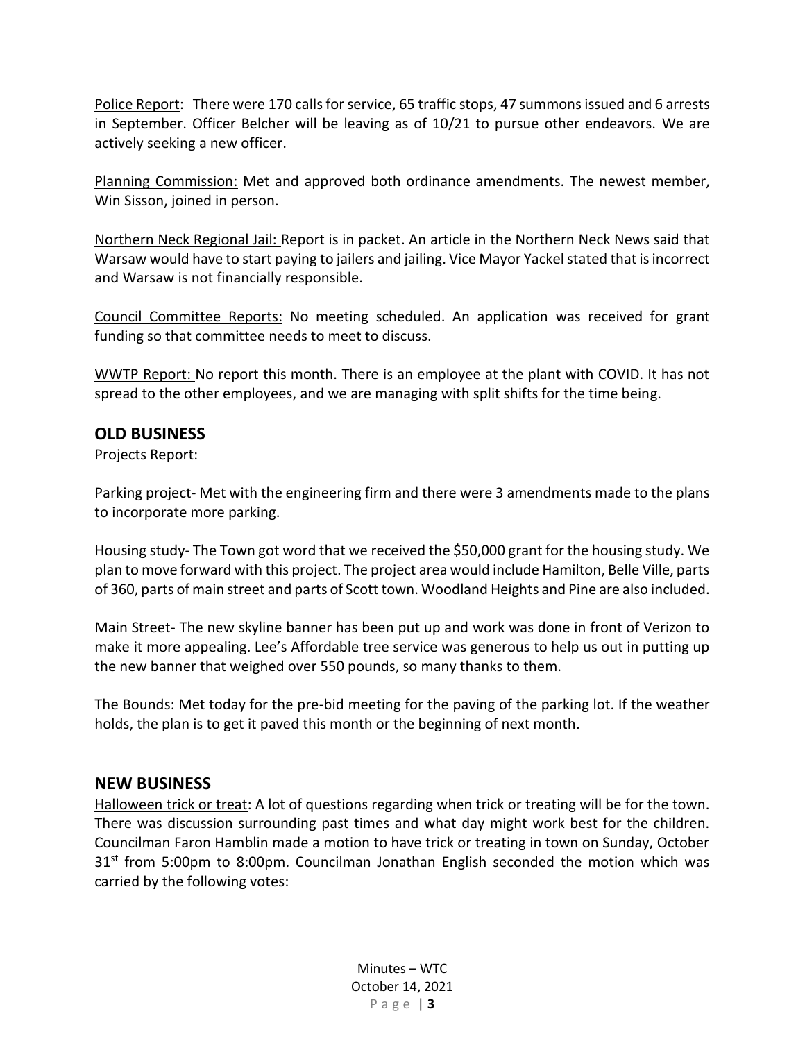Police Report: There were 170 calls for service, 65 traffic stops, 47 summons issued and 6 arrests in September. Officer Belcher will be leaving as of 10/21 to pursue other endeavors. We are actively seeking a new officer.

Planning Commission: Met and approved both ordinance amendments. The newest member, Win Sisson, joined in person.

Northern Neck Regional Jail: Report is in packet. An article in the Northern Neck News said that Warsaw would have to start paying to jailers and jailing. Vice Mayor Yackel stated that is incorrect and Warsaw is not financially responsible.

Council Committee Reports: No meeting scheduled. An application was received for grant funding so that committee needs to meet to discuss.

WWTP Report: No report this month. There is an employee at the plant with COVID. It has not spread to the other employees, and we are managing with split shifts for the time being.

## OLD BUSINESS

Projects Report:

Parking project- Met with the engineering firm and there were 3 amendments made to the plans to incorporate more parking.

Housing study- The Town got word that we received the $50,000 grant for the housing study. We plan to move forward with this project. The project area would include Hamilton, Belle Ville, parts of 360, parts of main street and parts of Scott town. Woodland Heights and Pine are also included.

Main Street- The new skyline banner has been put up and work was done in front of Verizon to make it more appealing. Lee's Affordable tree service was generous to help us out in putting up the new banner that weighed over 550 pounds, so many thanks to them.

The Bounds: Met today for the pre-bid meeting for the paving of the parking lot. If the weather holds, the plan is to get it paved this month or the beginning of next month.

## NEW BUSINESS

Halloween trick or treat: A lot of questions regarding when trick or treating will be for the town. There was discussion surrounding past times and what day might work best for the children. Councilman Faron Hamblin made a motion to have trick or treating in town on Sunday, October 31st from 5:00pm to 8:00pm. Councilman Jonathan English seconded the motion which was carried by the following votes: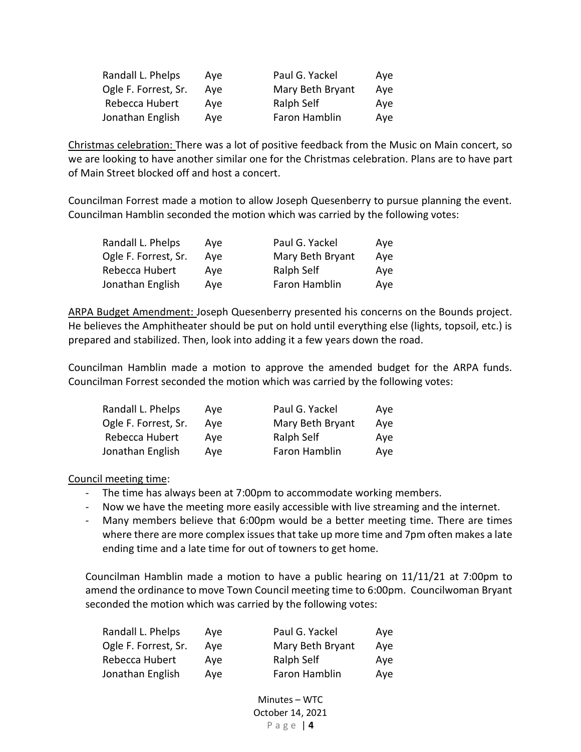| Randall L. Phelps | Aye | Paul G. Yackel | Aye |
|---|---|---|---|
| Ogle F. Forrest, Sr. | Aye | Mary Beth Bryant | Aye |
| Rebecca Hubert | Aye | Ralph Self | Aye |
| Jonathan English | Aye | Faron Hamblin | Aye |

Christmas celebration: There was a lot of positive feedback from the Music on Main concert, so we are looking to have another similar one for the Christmas celebration. Plans are to have part of Main Street blocked off and host a concert.

Councilman Forrest made a motion to allow Joseph Quesenberry to pursue planning the event. Councilman Hamblin seconded the motion which was carried by the following votes:

| Randall L. Phelps | Aye | Paul G. Yackel | Aye |
|---|---|---|---|
| Ogle F. Forrest, Sr. | Aye | Mary Beth Bryant | Aye |
| Rebecca Hubert | Aye | Ralph Self | Aye |
| Jonathan English | Aye | Faron Hamblin | Aye |

ARPA Budget Amendment: Joseph Quesenberry presented his concerns on the Bounds project. He believes the Amphitheater should be put on hold until everything else (lights, topsoil, etc.) is prepared and stabilized. Then, look into adding it a few years down the road.

Councilman Hamblin made a motion to approve the amended budget for the ARPA funds. Councilman Forrest seconded the motion which was carried by the following votes:

| Randall L. Phelps | Aye | Paul G. Yackel | Aye |
|---|---|---|---|
| Ogle F. Forrest, Sr. | Aye | Mary Beth Bryant | Aye |
| Rebecca Hubert | Aye | Ralph Self | Aye |
| Jonathan English | Aye | Faron Hamblin | Aye |

Council meeting time:

- The time has always been at 7:00pm to accommodate working members.
- Now we have the meeting more easily accessible with live streaming and the internet.
- Many members believe that 6:00pm would be a better meeting time. There are times where there are more complex issues that take up more time and 7pm often makes a late ending time and a late time for out of towners to get home.

Councilman Hamblin made a motion to have a public hearing on 11/11/21 at 7:00pm to amend the ordinance to move Town Council meeting time to 6:00pm. Councilwoman Bryant seconded the motion which was carried by the following votes:

| Randall L. Phelps | Aye | Paul G. Yackel | Aye |
|---|---|---|---|
| Ogle F. Forrest, Sr. | Aye | Mary Beth Bryant | Aye |
| Rebecca Hubert | Aye | Ralph Self | Aye |
| Jonathan English | Aye | Faron Hamblin | Aye |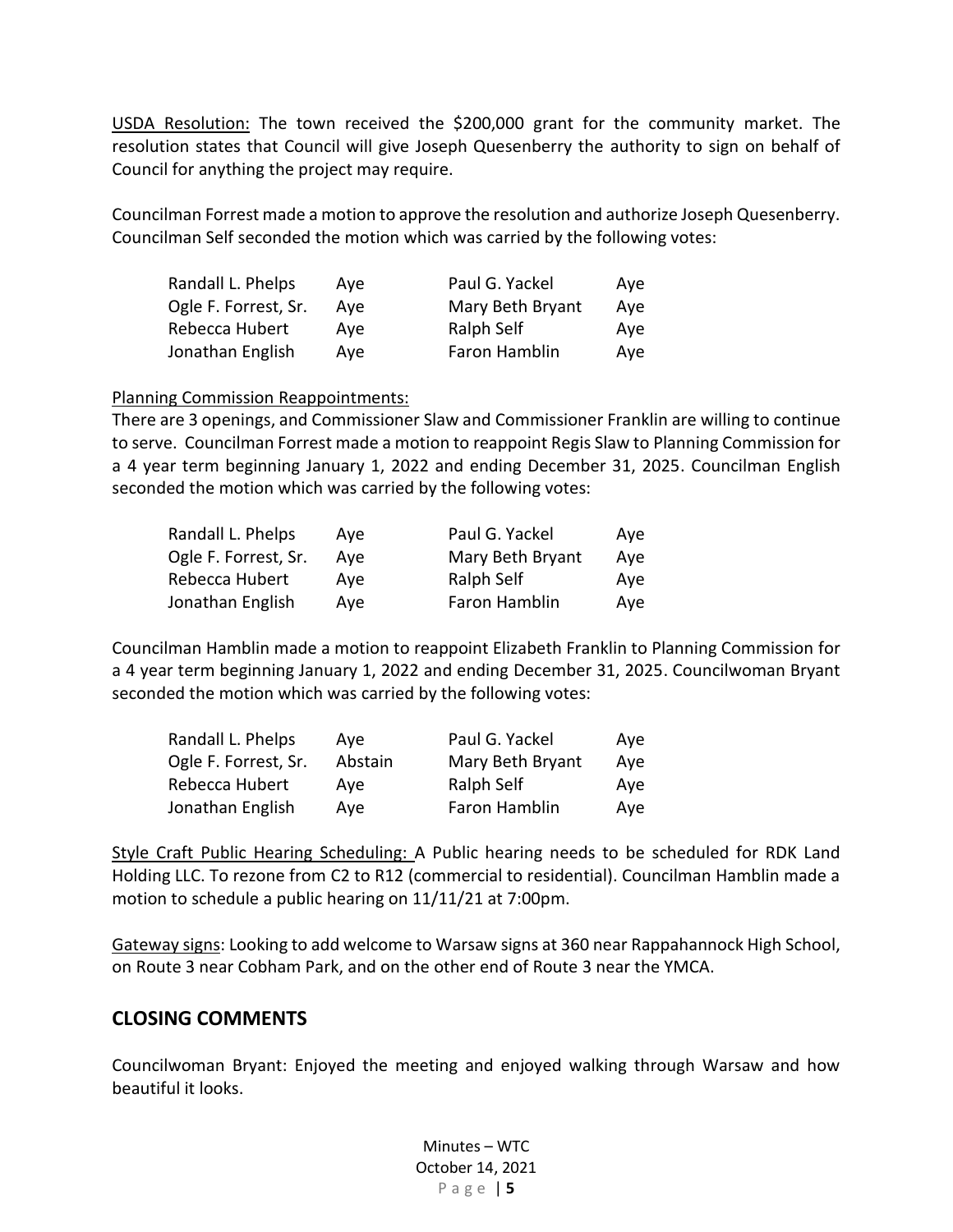USDA Resolution: The town received the $200,000 grant for the community market. The resolution states that Council will give Joseph Quesenberry the authority to sign on behalf of Council for anything the project may require.

Councilman Forrest made a motion to approve the resolution and authorize Joseph Quesenberry. Councilman Self seconded the motion which was carried by the following votes:

| | | | |
|---|---|---|---|
| Randall L. Phelps | Aye | Paul G. Yackel | Aye |
| Ogle F. Forrest, Sr. | Aye | Mary Beth Bryant | Aye |
| Rebecca Hubert | Aye | Ralph Self | Aye |
| Jonathan English | Aye | Faron Hamblin | Aye |

Planning Commission Reappointments:
There are 3 openings, and Commissioner Slaw and Commissioner Franklin are willing to continue to serve. Councilman Forrest made a motion to reappoint Regis Slaw to Planning Commission for a 4 year term beginning January 1, 2022 and ending December 31, 2025. Councilman English seconded the motion which was carried by the following votes:

| | | | |
|---|---|---|---|
| Randall L. Phelps | Aye | Paul G. Yackel | Aye |
| Ogle F. Forrest, Sr. | Aye | Mary Beth Bryant | Aye |
| Rebecca Hubert | Aye | Ralph Self | Aye |
| Jonathan English | Aye | Faron Hamblin | Aye |

Councilman Hamblin made a motion to reappoint Elizabeth Franklin to Planning Commission for a 4 year term beginning January 1, 2022 and ending December 31, 2025. Councilwoman Bryant seconded the motion which was carried by the following votes:

| | | | |
|---|---|---|---|
| Randall L. Phelps | Aye | Paul G. Yackel | Aye |
| Ogle F. Forrest, Sr. | Abstain | Mary Beth Bryant | Aye |
| Rebecca Hubert | Aye | Ralph Self | Aye |
| Jonathan English | Aye | Faron Hamblin | Aye |

Style Craft Public Hearing Scheduling: A Public hearing needs to be scheduled for RDK Land Holding LLC. To rezone from C2 to R12 (commercial to residential). Councilman Hamblin made a motion to schedule a public hearing on 11/11/21 at 7:00pm.

Gateway signs: Looking to add welcome to Warsaw signs at 360 near Rappahannock High School, on Route 3 near Cobham Park, and on the other end of Route 3 near the YMCA.

## CLOSING COMMENTS

Councilwoman Bryant: Enjoyed the meeting and enjoyed walking through Warsaw and how beautiful it looks.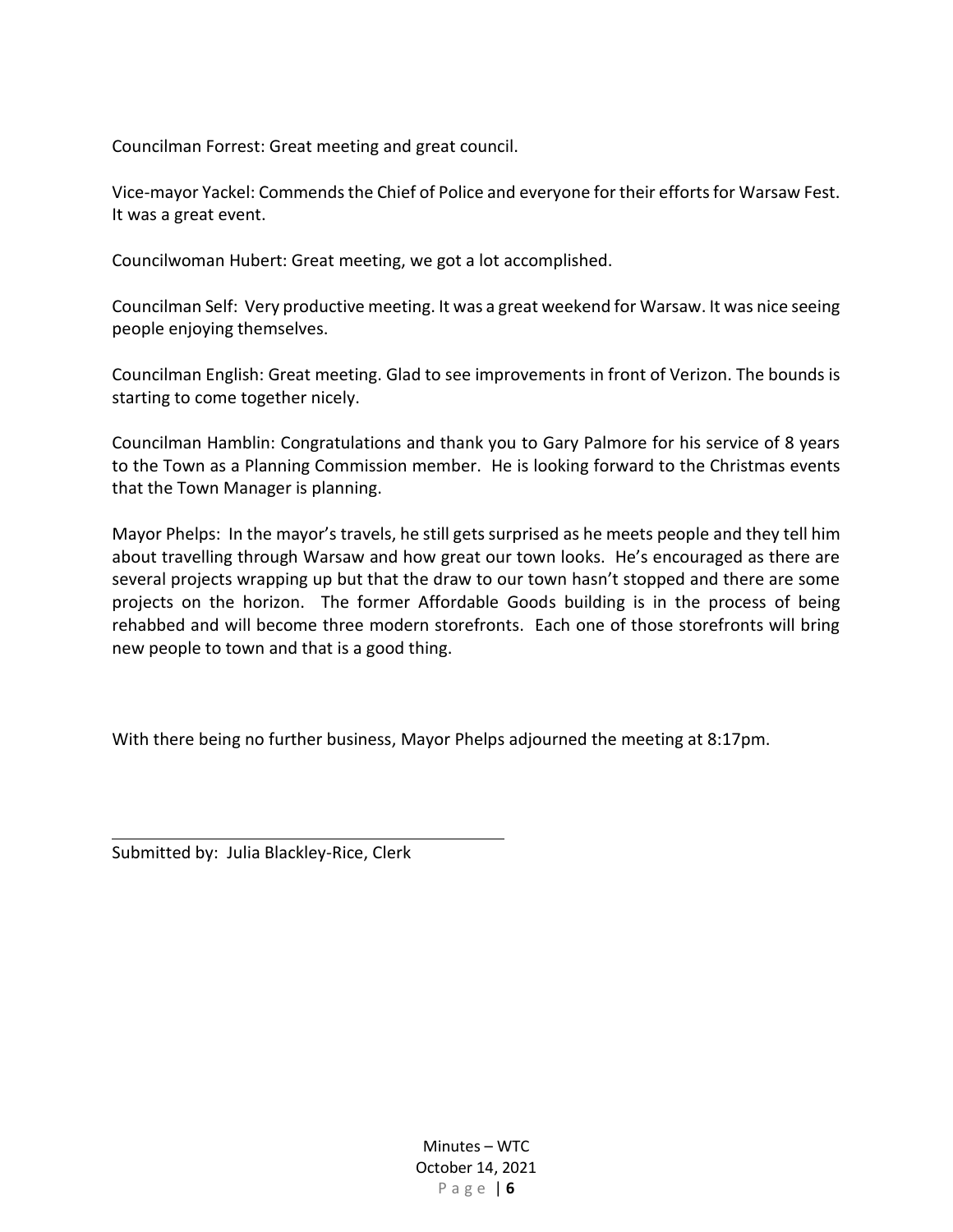Councilman Forrest: Great meeting and great council.

Vice-mayor Yackel: Commends the Chief of Police and everyone for their efforts for Warsaw Fest. It was a great event.

Councilwoman Hubert: Great meeting, we got a lot accomplished.

Councilman Self: Very productive meeting. It was a great weekend for Warsaw. It was nice seeing people enjoying themselves.

Councilman English: Great meeting. Glad to see improvements in front of Verizon. The bounds is starting to come together nicely.

Councilman Hamblin: Congratulations and thank you to Gary Palmore for his service of 8 years to the Town as a Planning Commission member. He is looking forward to the Christmas events that the Town Manager is planning.

Mayor Phelps: In the mayor's travels, he still gets surprised as he meets people and they tell him about travelling through Warsaw and how great our town looks. He's encouraged as there are several projects wrapping up but that the draw to our town hasn't stopped and there are some projects on the horizon. The former Affordable Goods building is in the process of being rehabbed and will become three modern storefronts. Each one of those storefronts will bring new people to town and that is a good thing.

With there being no further business, Mayor Phelps adjourned the meeting at 8:17pm.

Submitted by: Julia Blackley-Rice, Clerk